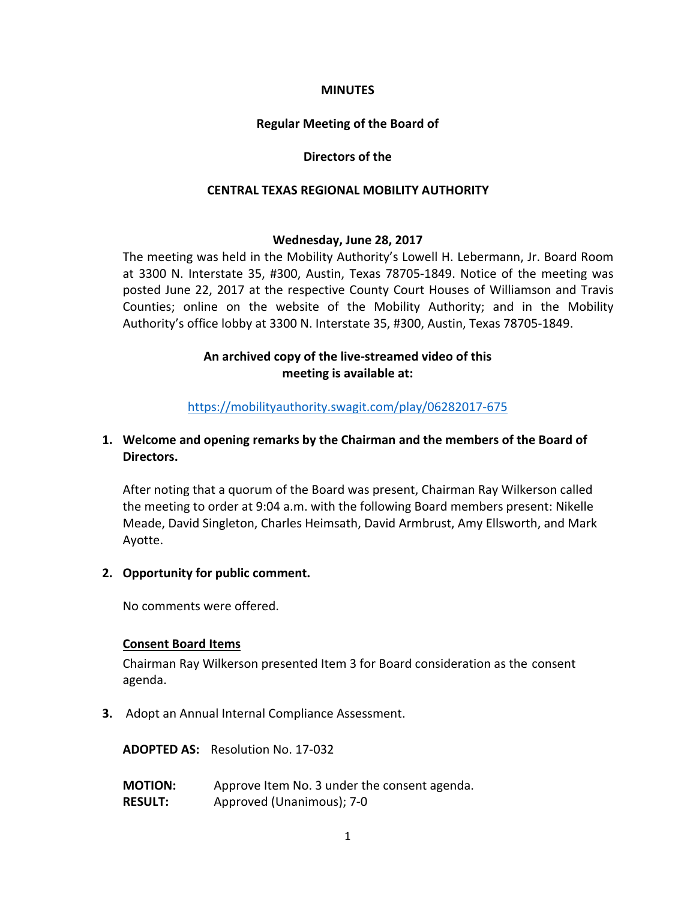# MINUTES

## Regular Meeting of the Board of

## Directors of the

## CENTRAL TEXAS REGIONAL MOBILITY AUTHORITY

**Wednesday, June 28, 2017**

The meeting was held in the Mobility Authority's Lowell H. Lebermann, Jr. Board Room at 3300 N. Interstate 35, #300, Austin, Texas 78705-1849. Notice of the meeting was posted June 22, 2017 at the respective County Court Houses of Williamson and Travis Counties; online on the website of the Mobility Authority; and in the Mobility Authority's office lobby at 3300 N. Interstate 35, #300, Austin, Texas 78705-1849.

**An archived copy of the live-streamed video of this meeting is available at:**

https://mobilityauthority.swagit.com/play/06282017-675

**1. Welcome and opening remarks by the Chairman and the members of the Board of Directors.**

After noting that a quorum of the Board was present, Chairman Ray Wilkerson called the meeting to order at 9:04 a.m. with the following Board members present: Nikelle Meade, David Singleton, Charles Heimsath, David Armbrust, Amy Ellsworth, and Mark Ayotte.

**2. Opportunity for public comment.**

No comments were offered.

**Consent Board Items**

Chairman Ray Wilkerson presented Item 3 for Board consideration as the consent agenda.

**3.** Adopt an Annual Internal Compliance Assessment.

**ADOPTED AS:** Resolution No. 17-032

**MOTION:** Approve Item No. 3 under the consent agenda.
**RESULT:** Approved (Unanimous); 7-0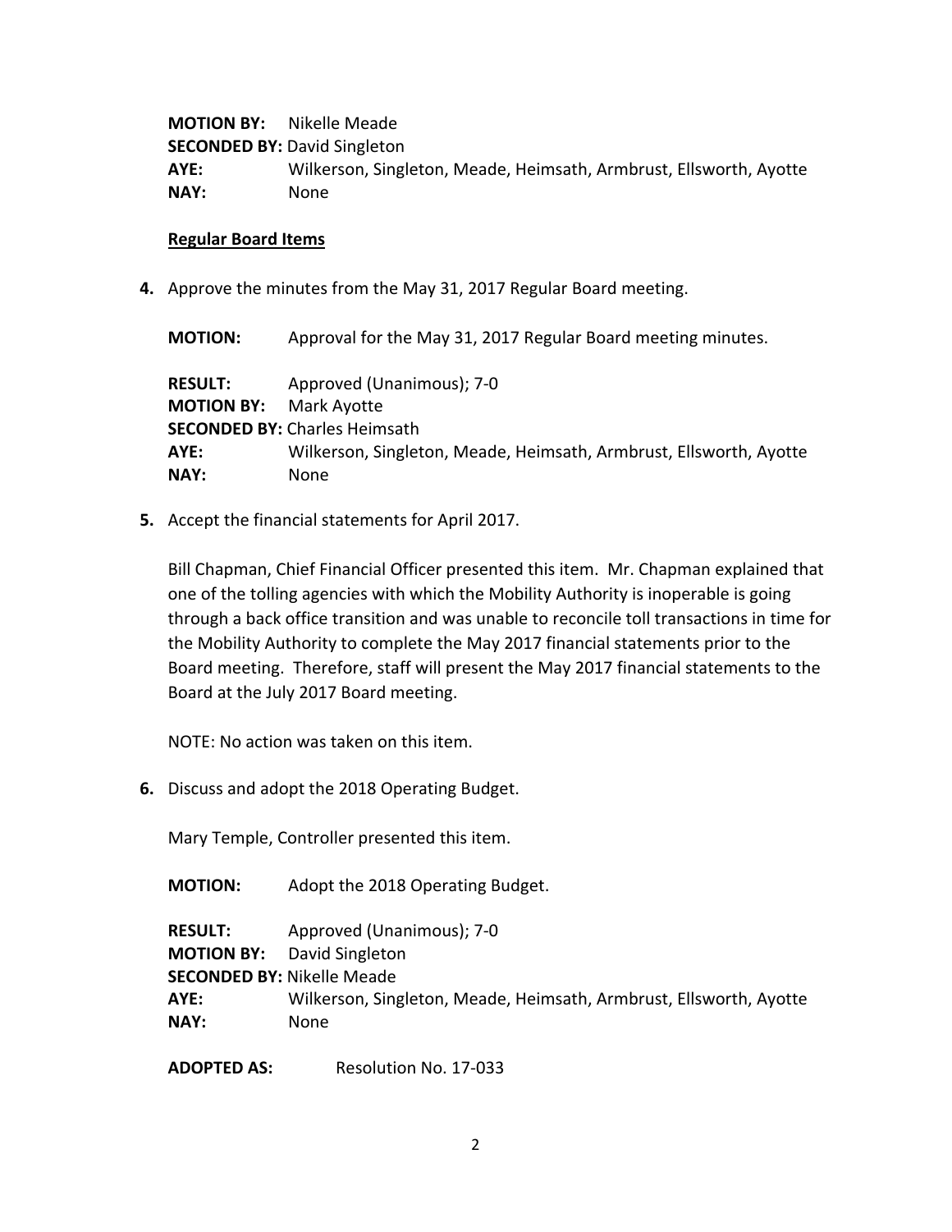**MOTION BY:** Nikelle Meade
**SECONDED BY:** David Singleton
**AYE:** Wilkerson, Singleton, Meade, Heimsath, Armbrust, Ellsworth, Ayotte
**NAY:** None

**Regular Board Items**

**4.** Approve the minutes from the May 31, 2017 Regular Board meeting.

**MOTION:** Approval for the May 31, 2017 Regular Board meeting minutes.

**RESULT:** Approved (Unanimous); 7-0
**MOTION BY:** Mark Ayotte
**SECONDED BY:** Charles Heimsath
**AYE:** Wilkerson, Singleton, Meade, Heimsath, Armbrust, Ellsworth, Ayotte
**NAY:** None

**5.** Accept the financial statements for April 2017.

Bill Chapman, Chief Financial Officer presented this item. Mr. Chapman explained that one of the tolling agencies with which the Mobility Authority is inoperable is going through a back office transition and was unable to reconcile toll transactions in time for the Mobility Authority to complete the May 2017 financial statements prior to the Board meeting. Therefore, staff will present the May 2017 financial statements to the Board at the July 2017 Board meeting.

NOTE: No action was taken on this item.

**6.** Discuss and adopt the 2018 Operating Budget.

Mary Temple, Controller presented this item.

**MOTION:** Adopt the 2018 Operating Budget.

**RESULT:** Approved (Unanimous); 7-0
**MOTION BY:** David Singleton
**SECONDED BY:** Nikelle Meade
**AYE:** Wilkerson, Singleton, Meade, Heimsath, Armbrust, Ellsworth, Ayotte
**NAY:** None

**ADOPTED AS:** Resolution No. 17-033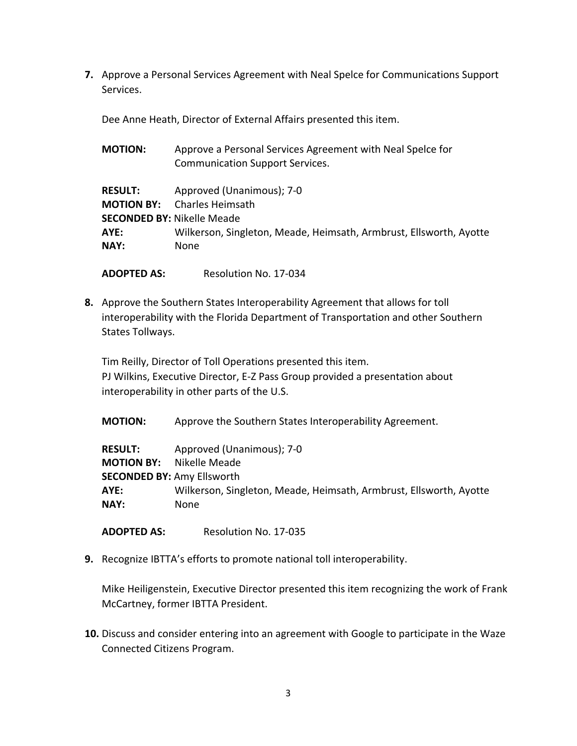**7.** Approve a Personal Services Agreement with Neal Spelce for Communications Support Services.

Dee Anne Heath, Director of External Affairs presented this item.

**MOTION:** Approve a Personal Services Agreement with Neal Spelce for Communication Support Services.

**RESULT:** Approved (Unanimous); 7-0
**MOTION BY:** Charles Heimsath
**SECONDED BY:** Nikelle Meade
**AYE:** Wilkerson, Singleton, Meade, Heimsath, Armbrust, Ellsworth, Ayotte
**NAY:** None

**ADOPTED AS:** Resolution No. 17-034

**8.** Approve the Southern States Interoperability Agreement that allows for toll interoperability with the Florida Department of Transportation and other Southern States Tollways.

Tim Reilly, Director of Toll Operations presented this item.
PJ Wilkins, Executive Director, E-Z Pass Group provided a presentation about interoperability in other parts of the U.S.

**MOTION:** Approve the Southern States Interoperability Agreement.

**RESULT:** Approved (Unanimous); 7-0
**MOTION BY:** Nikelle Meade
**SECONDED BY:** Amy Ellsworth
**AYE:** Wilkerson, Singleton, Meade, Heimsath, Armbrust, Ellsworth, Ayotte
**NAY:** None

**ADOPTED AS:** Resolution No. 17-035

**9.** Recognize IBTTA's efforts to promote national toll interoperability.

Mike Heiligenstein, Executive Director presented this item recognizing the work of Frank McCartney, former IBTTA President.

**10.** Discuss and consider entering into an agreement with Google to participate in the Waze Connected Citizens Program.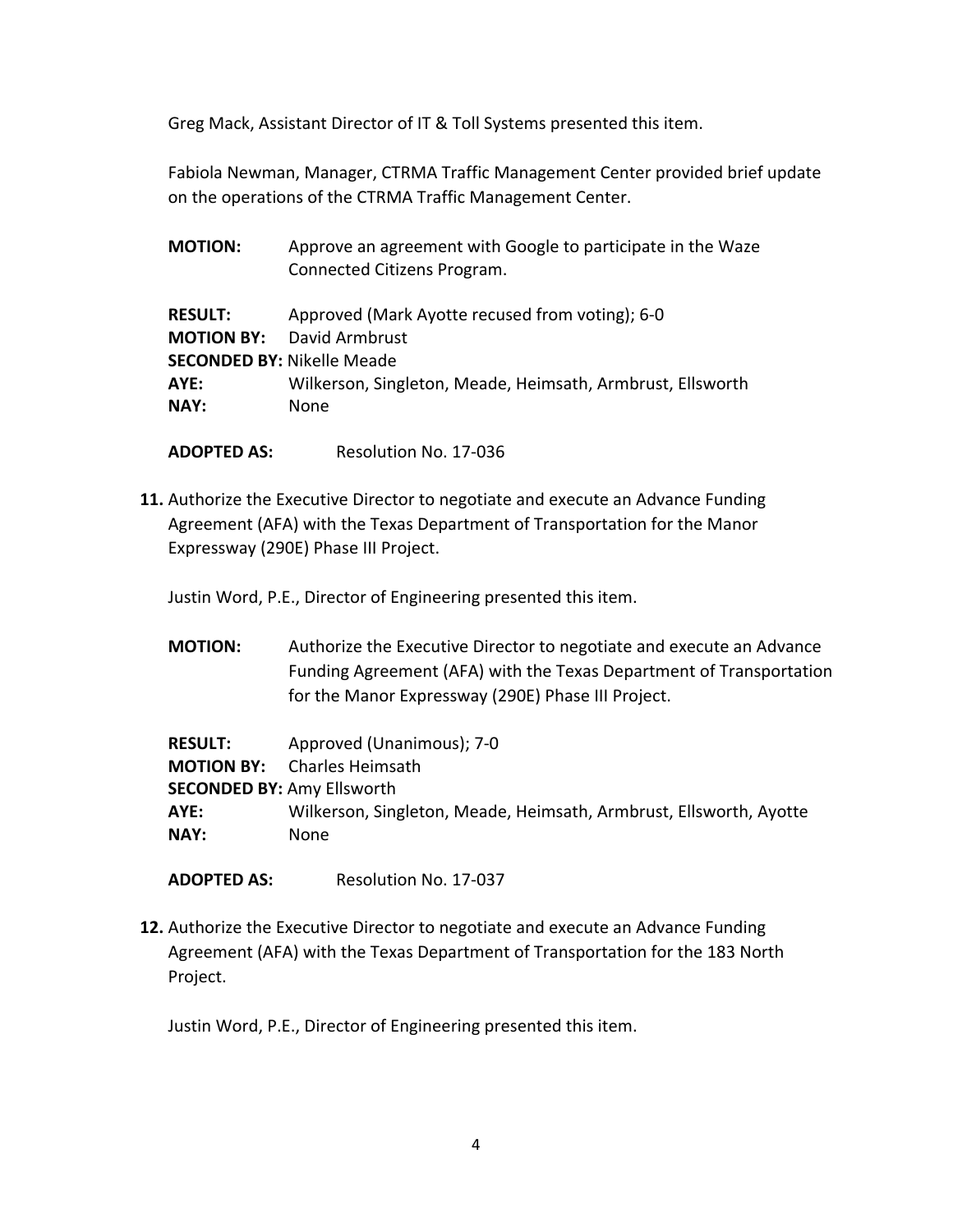Greg Mack, Assistant Director of IT & Toll Systems presented this item.

Fabiola Newman, Manager, CTRMA Traffic Management Center provided brief update on the operations of the CTRMA Traffic Management Center.

**MOTION:** Approve an agreement with Google to participate in the Waze Connected Citizens Program.

**RESULT:** Approved (Mark Ayotte recused from voting); 6-0
**MOTION BY:** David Armbrust
**SECONDED BY:** Nikelle Meade
**AYE:** Wilkerson, Singleton, Meade, Heimsath, Armbrust, Ellsworth
**NAY:** None

**ADOPTED AS:** Resolution No. 17-036

**11.** Authorize the Executive Director to negotiate and execute an Advance Funding Agreement (AFA) with the Texas Department of Transportation for the Manor Expressway (290E) Phase III Project.

Justin Word, P.E., Director of Engineering presented this item.

**MOTION:** Authorize the Executive Director to negotiate and execute an Advance Funding Agreement (AFA) with the Texas Department of Transportation for the Manor Expressway (290E) Phase III Project.

**RESULT:** Approved (Unanimous); 7-0
**MOTION BY:** Charles Heimsath
**SECONDED BY:** Amy Ellsworth
**AYE:** Wilkerson, Singleton, Meade, Heimsath, Armbrust, Ellsworth, Ayotte
**NAY:** None

**ADOPTED AS:** Resolution No. 17-037

**12.** Authorize the Executive Director to negotiate and execute an Advance Funding Agreement (AFA) with the Texas Department of Transportation for the 183 North Project.

Justin Word, P.E., Director of Engineering presented this item.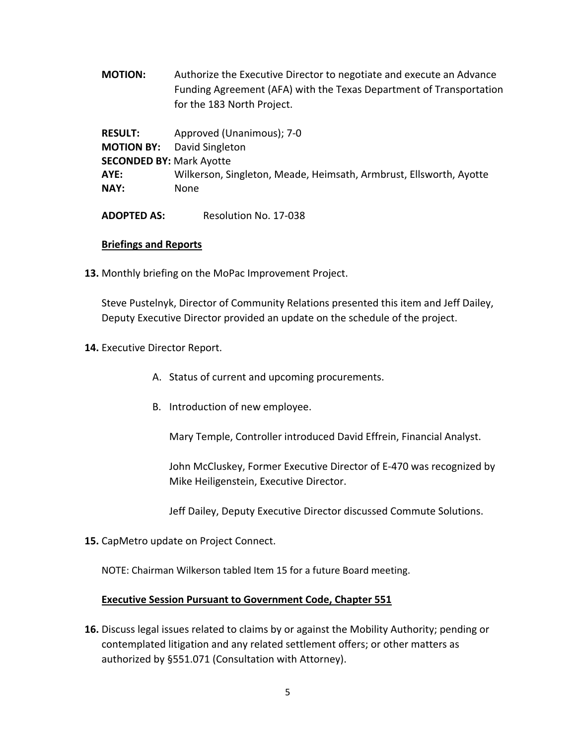**MOTION:** Authorize the Executive Director to negotiate and execute an Advance Funding Agreement (AFA) with the Texas Department of Transportation for the 183 North Project.

**RESULT:** Approved (Unanimous); 7-0
**MOTION BY:** David Singleton
**SECONDED BY:** Mark Ayotte
**AYE:** Wilkerson, Singleton, Meade, Heimsath, Armbrust, Ellsworth, Ayotte
**NAY:** None

**ADOPTED AS:** Resolution No. 17-038

**Briefings and Reports**

**13.** Monthly briefing on the MoPac Improvement Project.

Steve Pustelnyk, Director of Community Relations presented this item and Jeff Dailey, Deputy Executive Director provided an update on the schedule of the project.

**14.** Executive Director Report.

A. Status of current and upcoming procurements.

B. Introduction of new employee.

Mary Temple, Controller introduced David Effrein, Financial Analyst.

John McCluskey, Former Executive Director of E-470 was recognized by Mike Heiligenstein, Executive Director.

Jeff Dailey, Deputy Executive Director discussed Commute Solutions.

**15.** CapMetro update on Project Connect.

NOTE: Chairman Wilkerson tabled Item 15 for a future Board meeting.

**Executive Session Pursuant to Government Code, Chapter 551**

**16.** Discuss legal issues related to claims by or against the Mobility Authority; pending or contemplated litigation and any related settlement offers; or other matters as authorized by §551.071 (Consultation with Attorney).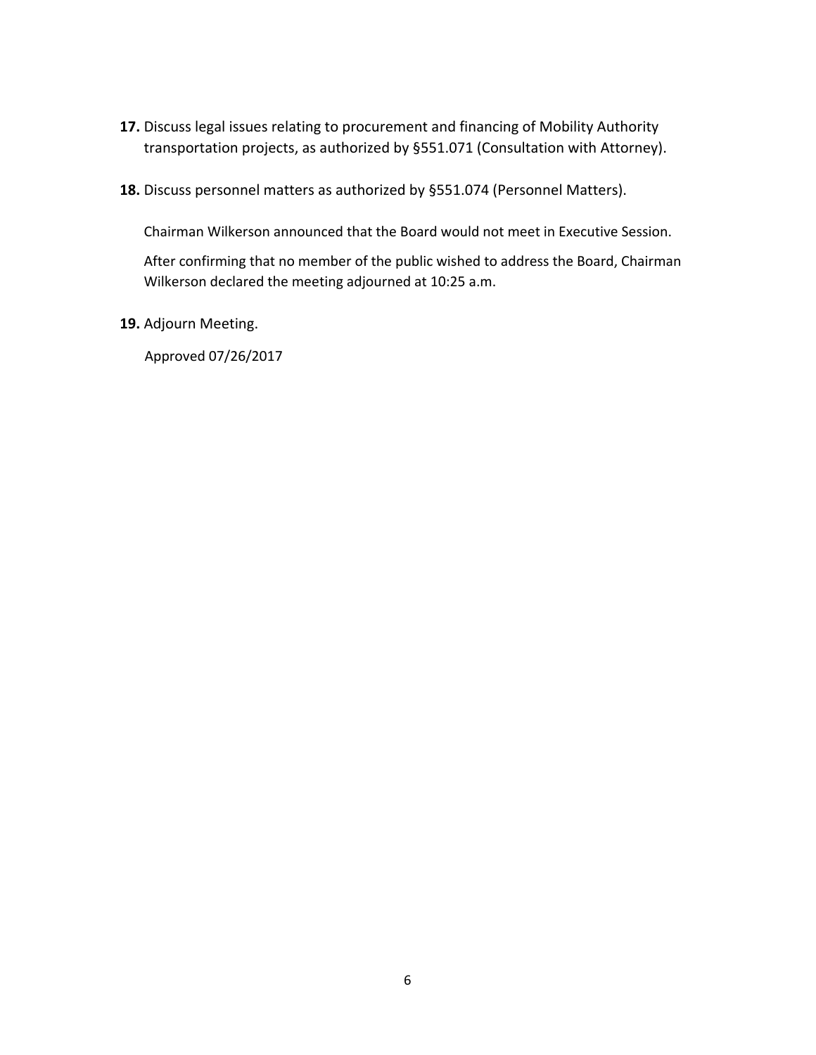**17.** Discuss legal issues relating to procurement and financing of Mobility Authority transportation projects, as authorized by §551.071 (Consultation with Attorney).

**18.** Discuss personnel matters as authorized by §551.074 (Personnel Matters).

Chairman Wilkerson announced that the Board would not meet in Executive Session.

After confirming that no member of the public wished to address the Board, Chairman Wilkerson declared the meeting adjourned at 10:25 a.m.

**19.** Adjourn Meeting.

Approved 07/26/2017